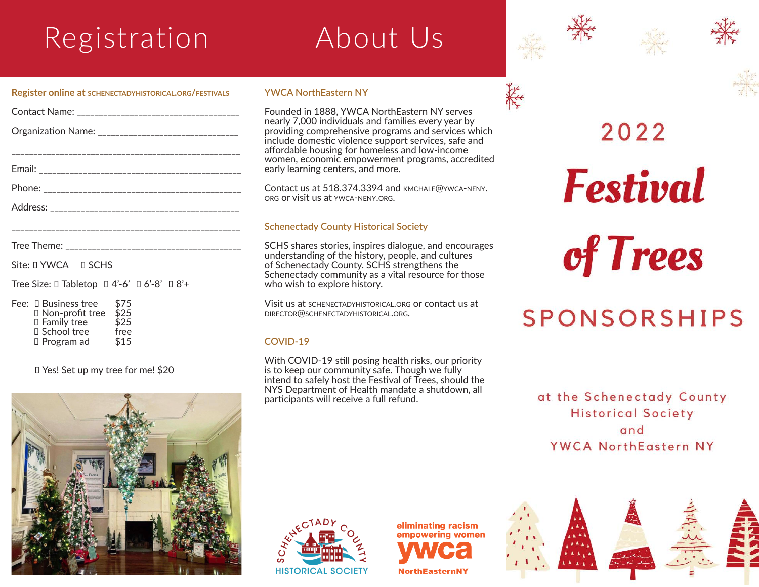# Registration

**Register online at SCHENECTADYHISTORICAL.ORG/FESTIVALS**

Contact Name: ___________________________________

Organization Name: _____________________________

___________________________________________________

Email: ______________________________________________

Phone: _____________________________________________

Address: ___________________________________________

___________________________________________________

Tree Theme: ________________________________________

Site: ☐ YWCA ☐ SCHS

Tree Size: ☐ Tabletop ☐ 4'-6' ☐ 6'-8' ☐ 8'+

Fee:

| | |
|---|---|
| ☐ Business tree | $75 |
| ☐ Non-profit tree | $25 |
| ☐ Family tree | $25 |
| ☐ School tree | free |
| ☐ Program ad | $15 |

☐ Yes! Set up my tree for me! $20

# About Us

## YWCA NorthEastern NY

Founded in 1888, YWCA NorthEastern NY serves nearly 7,000 individuals and families every year by providing comprehensive programs and services which include domestic violence support services, safe and affordable housing for homeless and low-income women, economic empowerment programs, accredited early learning centers, and more.

Contact us at 518.374.3394 and KMCHALE@YWCA-NENY.ORG or visit us at YWCA-NENY.ORG.

## Schenectady County Historical Society

SCHS shares stories, inspires dialogue, and encourages understanding of the history, people, and cultures of Schenectady County. SCHS strengthens the Schenectady community as a vital resource for those who wish to explore history.

Visit us at SCHENECTADYHISTORICAL.ORG or contact us at DIRECTOR@SCHENECTADYHISTORICAL.ORG.

## COVID-19

With COVID-19 still posing health risks, our priority is to keep our community safe. Though we fully intend to safely host the Festival of Trees, should the NYS Department of Health mandate a shutdown, all participants will receive a full refund.

Schenectady County Historical Society

eliminating racism
empowering women
ywca
NorthEasternNY

# 2022 Festival of Trees

# SPONSORSHIPS

at the Schenectady County Historical Society and YWCA NorthEastern NY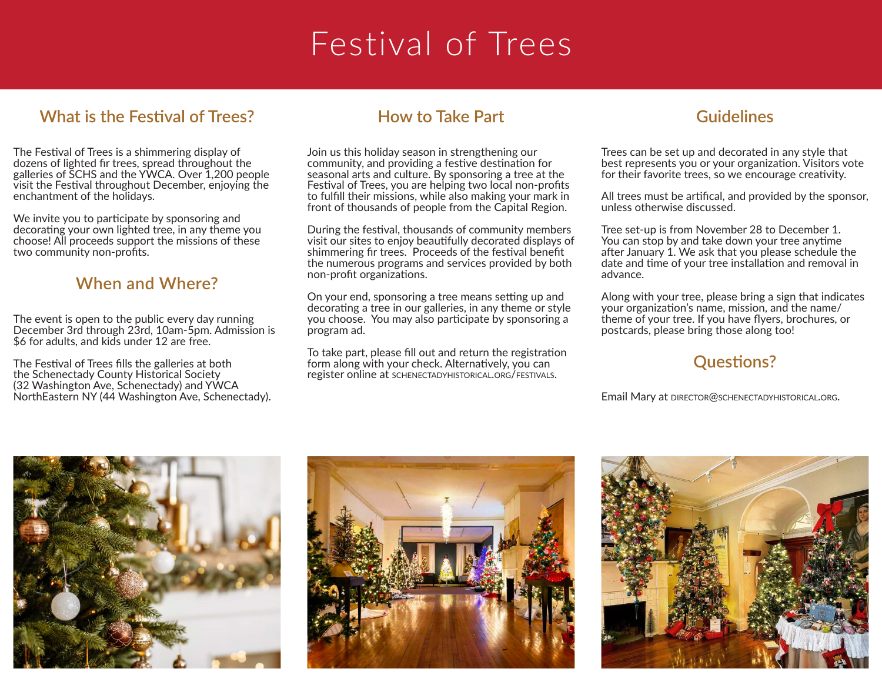# Festival of Trees

## What is the Festival of Trees?

The Festival of Trees is a shimmering display of dozens of lighted fir trees, spread throughout the galleries of SCHS and the YWCA. Over 1,200 people visit the Festival throughout December, enjoying the enchantment of the holidays.

We invite you to participate by sponsoring and decorating your own lighted tree, in any theme you choose! All proceeds support the missions of these two community non-profits.

## When and Where?

The event is open to the public every day running December 3rd through 23rd, 10am-5pm. Admission is $6 for adults, and kids under 12 are free.

The Festival of Trees fills the galleries at both the Schenectady County Historical Society (32 Washington Ave, Schenectady) and YWCA NorthEastern NY (44 Washington Ave, Schenectady).

## How to Take Part

Join us this holiday season in strengthening our community, and providing a festive destination for seasonal arts and culture. By sponsoring a tree at the Festival of Trees, you are helping two local non-profits to fulfill their missions, while also making your mark in front of thousands of people from the Capital Region.

During the festival, thousands of community members visit our sites to enjoy beautifully decorated displays of shimmering fir trees. Proceeds of the festival benefit the numerous programs and services provided by both non-profit organizations.

On your end, sponsoring a tree means setting up and decorating a tree in our galleries, in any theme or style you choose. You may also participate by sponsoring a program ad.

To take part, please fill out and return the registration form along with your check. Alternatively, you can register online at SCHENECTADYHISTORICAL.ORG/FESTIVALS.

## Guidelines

Trees can be set up and decorated in any style that best represents you or your organization. Visitors vote for their favorite trees, so we encourage creativity.

All trees must be artifical, and provided by the sponsor, unless otherwise discussed.

Tree set-up is from November 28 to December 1. You can stop by and take down your tree anytime after January 1. We ask that you please schedule the date and time of your tree installation and removal in advance.

Along with your tree, please bring a sign that indicates your organization's name, mission, and the name/theme of your tree. If you have flyers, brochures, or postcards, please bring those along too!

## Questions?

Email Mary at DIRECTOR@SCHENECTADYHISTORICAL.ORG.